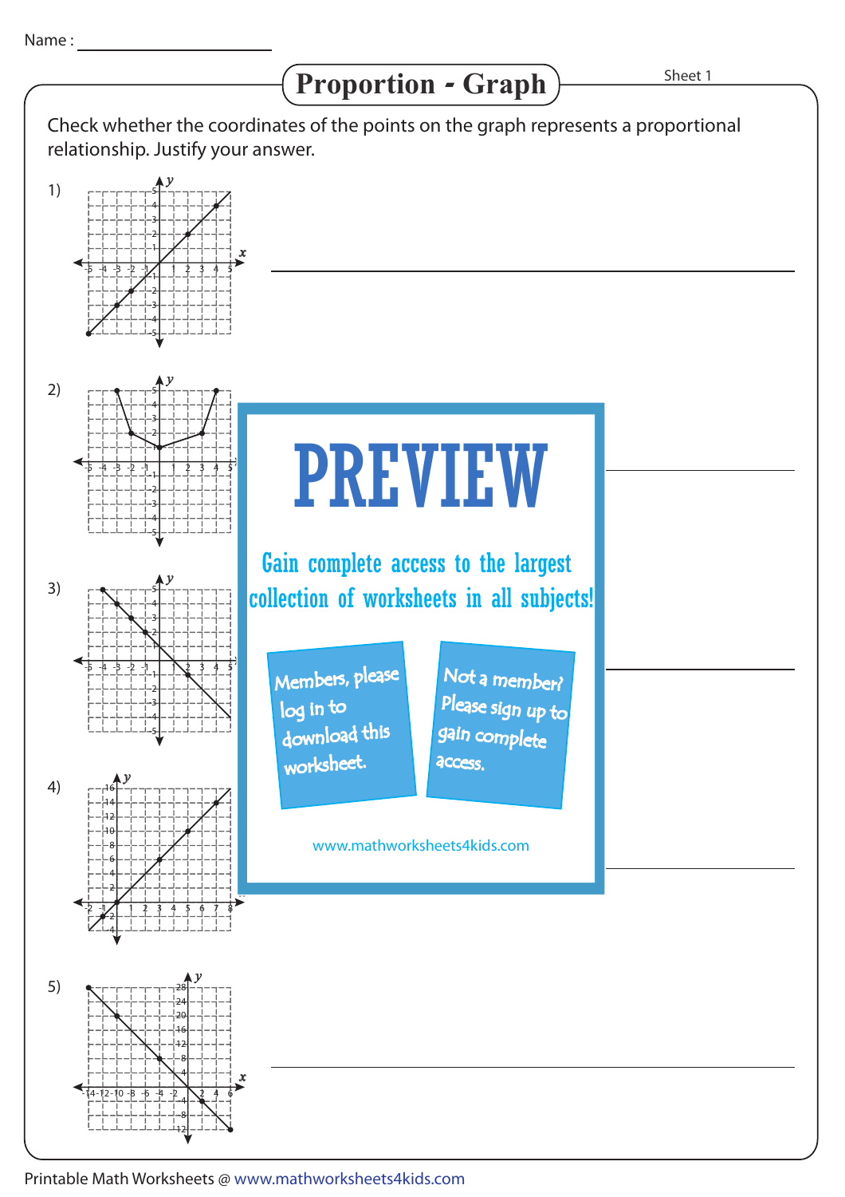Name : ____________________

# Proportion - Graph

Sheet 1

Check whether the coordinates of the points on the graph represents a proportional relationship. Justify your answer.

1) ________________________________________

2) ________________________________________

3) ________________________________________

4) ________________________________________

5) ________________________________________

PREVIEW

Gain complete access to the largest collection of worksheets in all subjects!

Members, please log in to download this worksheet.

Not a member? Please sign up to gain complete access.

www.mathworksheets4kids.com

Printable Math Worksheets @ www.mathworksheets4kids.com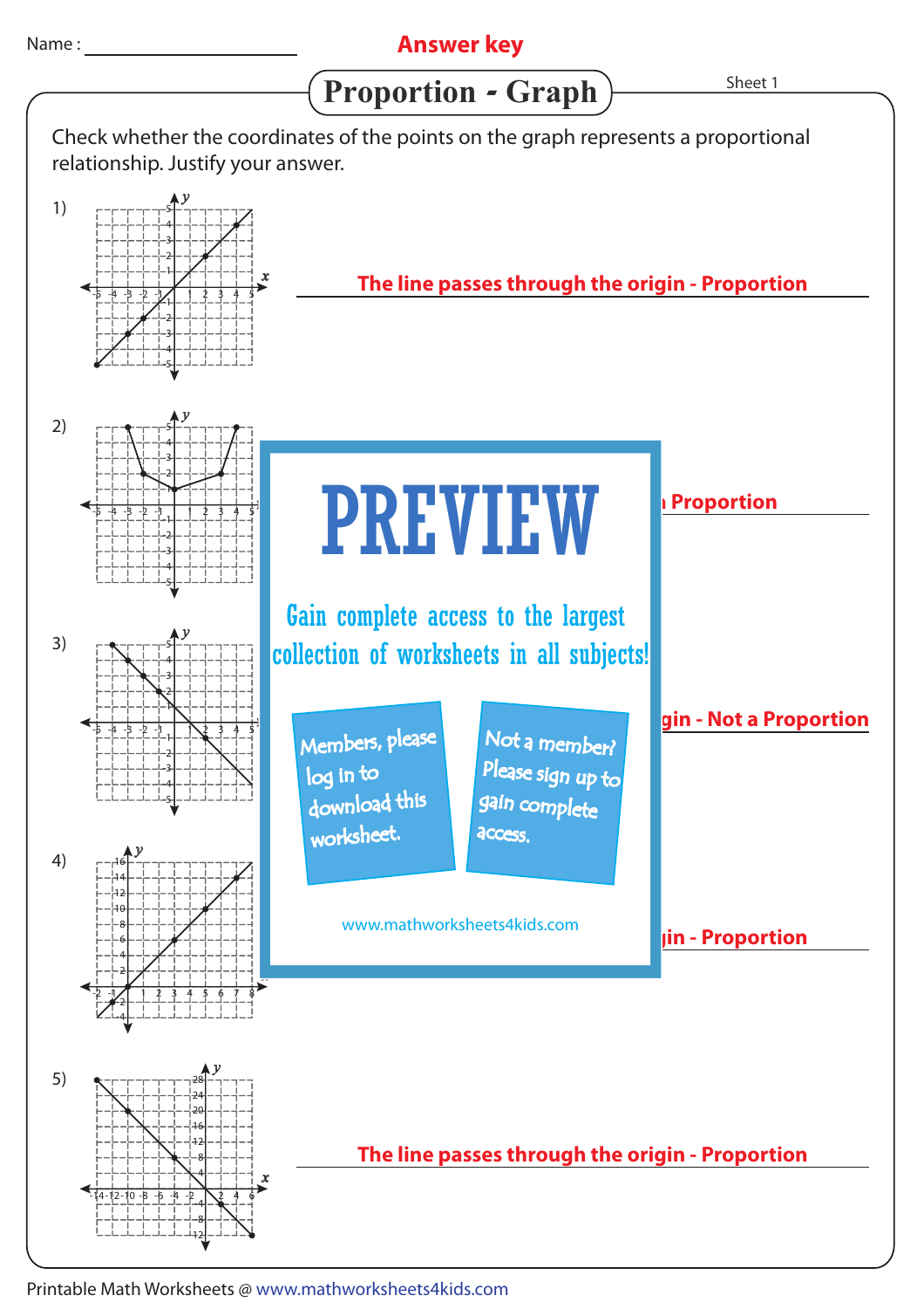Name :

**Answer key**

# Proportion - Graph

Sheet 1

Check whether the coordinates of the points on the graph represents a proportional relationship. Justify your answer.

1) The line passes through the origin - Proportion

2) Proportion

3) gin - Not a Proportion

4) gin - Proportion

5) The line passes through the origin - Proportion

PREVIEW

Gain complete access to the largest collection of worksheets in all subjects!

Members, please log in to download this worksheet.

Not a member? Please sign up to gain complete access.

www.mathworksheets4kids.com